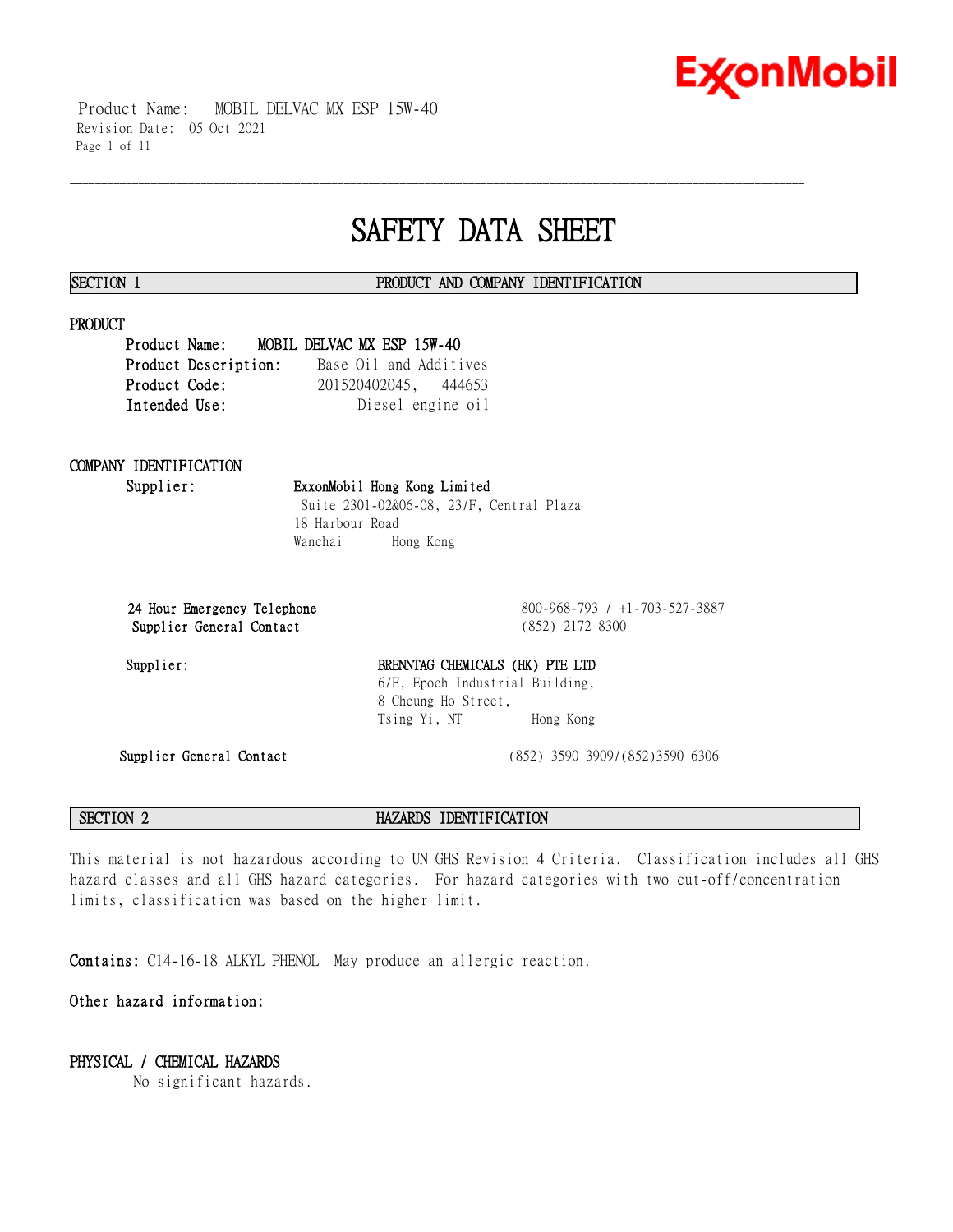# SAFETY DATA SHEET

## SECTION 1 PRODUCT AND COMPANY IDENTIFICATION

### PRODUCT

**Product Name:** **MOBIL DELVAC MX ESP 15W-40**
**Product Description:** Base Oil and Additives
**Product Code:** 201520402045, 444653
**Intended Use:** Diesel engine oil

### COMPANY IDENTIFICATION

**Supplier:** **ExxonMobil Hong Kong Limited**
Suite 2301-02&06-08, 23/F, Central Plaza
18 Harbour Road
Wanchai Hong Kong

**24 Hour Emergency Telephone** 800-968-793 / +1-703-527-3887
**Supplier General Contact** (852) 2172 8300

**Supplier:** **BRENNTAG CHEMICALS (HK) PTE LTD**
6/F, Epoch Industrial Building,
8 Cheung Ho Street,
Tsing Yi, NT Hong Kong

**Supplier General Contact** (852) 3590 3909/(852)3590 6306

## SECTION 2 HAZARDS IDENTIFICATION

This material is not hazardous according to UN GHS Revision 4 Criteria. Classification includes all GHS hazard classes and all GHS hazard categories. For hazard categories with two cut-off/concentration limits, classification was based on the higher limit.

**Contains:** C14-16-18 ALKYL PHENOL May produce an allergic reaction.

**Other hazard information:**

### PHYSICAL / CHEMICAL HAZARDS

No significant hazards.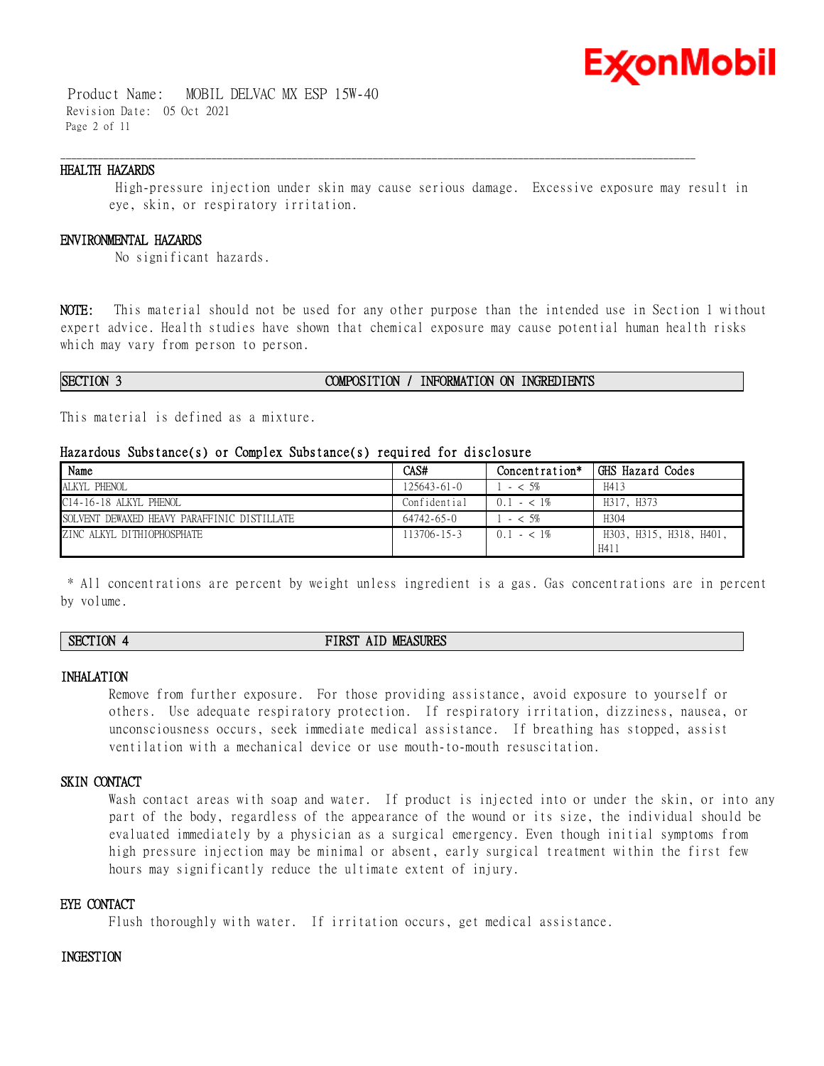### HEALTH HAZARDS

High-pressure injection under skin may cause serious damage. Excessive exposure may result in eye, skin, or respiratory irritation.

### ENVIRONMENTAL HAZARDS

No significant hazards.

**NOTE:** This material should not be used for any other purpose than the intended use in Section 1 without expert advice. Health studies have shown that chemical exposure may cause potential human health risks which may vary from person to person.

## SECTION 3 COMPOSITION / INFORMATION ON INGREDIENTS

This material is defined as a mixture.

### Hazardous Substance(s) or Complex Substance(s) required for disclosure

| Name | CAS# | Concentration* | GHS Hazard Codes |
|---|---|---|---|
| ALKYL PHENOL | 125643-61-0 | 1 - < 5% | H413 |
| C14-16-18 ALKYL PHENOL | Confidential | 0.1 - < 1% | H317, H373 |
| SOLVENT DEWAXED HEAVY PARAFFINIC DISTILLATE | 64742-65-0 | 1 - < 5% | H304 |
| ZINC ALKYL DITHIOPHOSPHATE | 113706-15-3 | 0.1 - < 1% | H303, H315, H318, H401, H411 |

* All concentrations are percent by weight unless ingredient is a gas. Gas concentrations are in percent by volume.

## SECTION 4 FIRST AID MEASURES

### INHALATION

Remove from further exposure. For those providing assistance, avoid exposure to yourself or others. Use adequate respiratory protection. If respiratory irritation, dizziness, nausea, or unconsciousness occurs, seek immediate medical assistance. If breathing has stopped, assist ventilation with a mechanical device or use mouth-to-mouth resuscitation.

### SKIN CONTACT

Wash contact areas with soap and water. If product is injected into or under the skin, or into any part of the body, regardless of the appearance of the wound or its size, the individual should be evaluated immediately by a physician as a surgical emergency. Even though initial symptoms from high pressure injection may be minimal or absent, early surgical treatment within the first few hours may significantly reduce the ultimate extent of injury.

### EYE CONTACT

Flush thoroughly with water. If irritation occurs, get medical assistance.

### INGESTION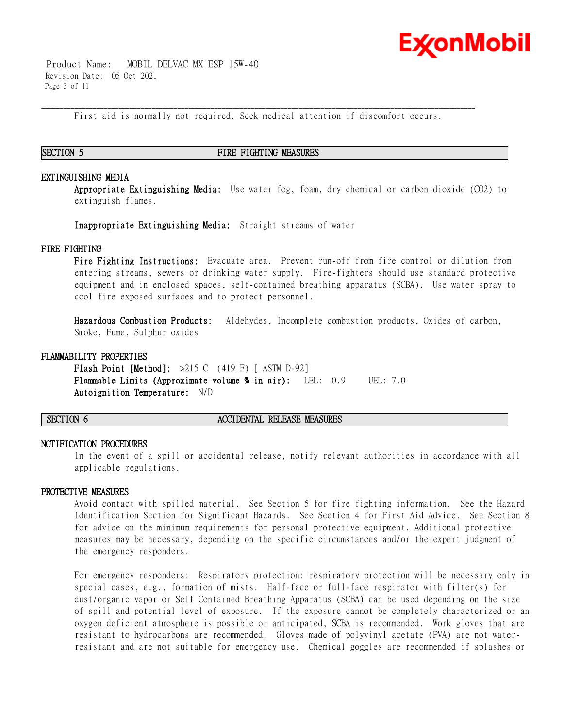First aid is normally not required. Seek medical attention if discomfort occurs.

## SECTION 5 FIRE FIGHTING MEASURES

### EXTINGUISHING MEDIA

**Appropriate Extinguishing Media:** Use water fog, foam, dry chemical or carbon dioxide ($CO_2$) to extinguish flames.

**Inappropriate Extinguishing Media:** Straight streams of water

### FIRE FIGHTING

**Fire Fighting Instructions:** Evacuate area. Prevent run-off from fire control or dilution from entering streams, sewers or drinking water supply. Fire-fighters should use standard protective equipment and in enclosed spaces, self-contained breathing apparatus (SCBA). Use water spray to cool fire exposed surfaces and to protect personnel.

**Hazardous Combustion Products:** Aldehydes, Incomplete combustion products, Oxides of carbon, Smoke, Fume, Sulphur oxides

### FLAMMABILITY PROPERTIES

**Flash Point [Method]:** >215 C (419 F) [ ASTM D-92]
**Flammable Limits (Approximate volume % in air):** LEL: 0.9 UEL: 7.0
**Autoignition Temperature:** N/D

## SECTION 6 ACCIDENTAL RELEASE MEASURES

### NOTIFICATION PROCEDURES

In the event of a spill or accidental release, notify relevant authorities in accordance with all applicable regulations.

### PROTECTIVE MEASURES

Avoid contact with spilled material. See Section 5 for fire fighting information. See the Hazard Identification Section for Significant Hazards. See Section 4 for First Aid Advice. See Section 8 for advice on the minimum requirements for personal protective equipment. Additional protective measures may be necessary, depending on the specific circumstances and/or the expert judgment of the emergency responders.

For emergency responders: Respiratory protection: respiratory protection will be necessary only in special cases, e.g., formation of mists. Half-face or full-face respirator with filter(s) for dust/organic vapor or Self Contained Breathing Apparatus (SCBA) can be used depending on the size of spill and potential level of exposure. If the exposure cannot be completely characterized or an oxygen deficient atmosphere is possible or anticipated, SCBA is recommended. Work gloves that are resistant to hydrocarbons are recommended. Gloves made of polyvinyl acetate (PVA) are not water-resistant and are not suitable for emergency use. Chemical goggles are recommended if splashes or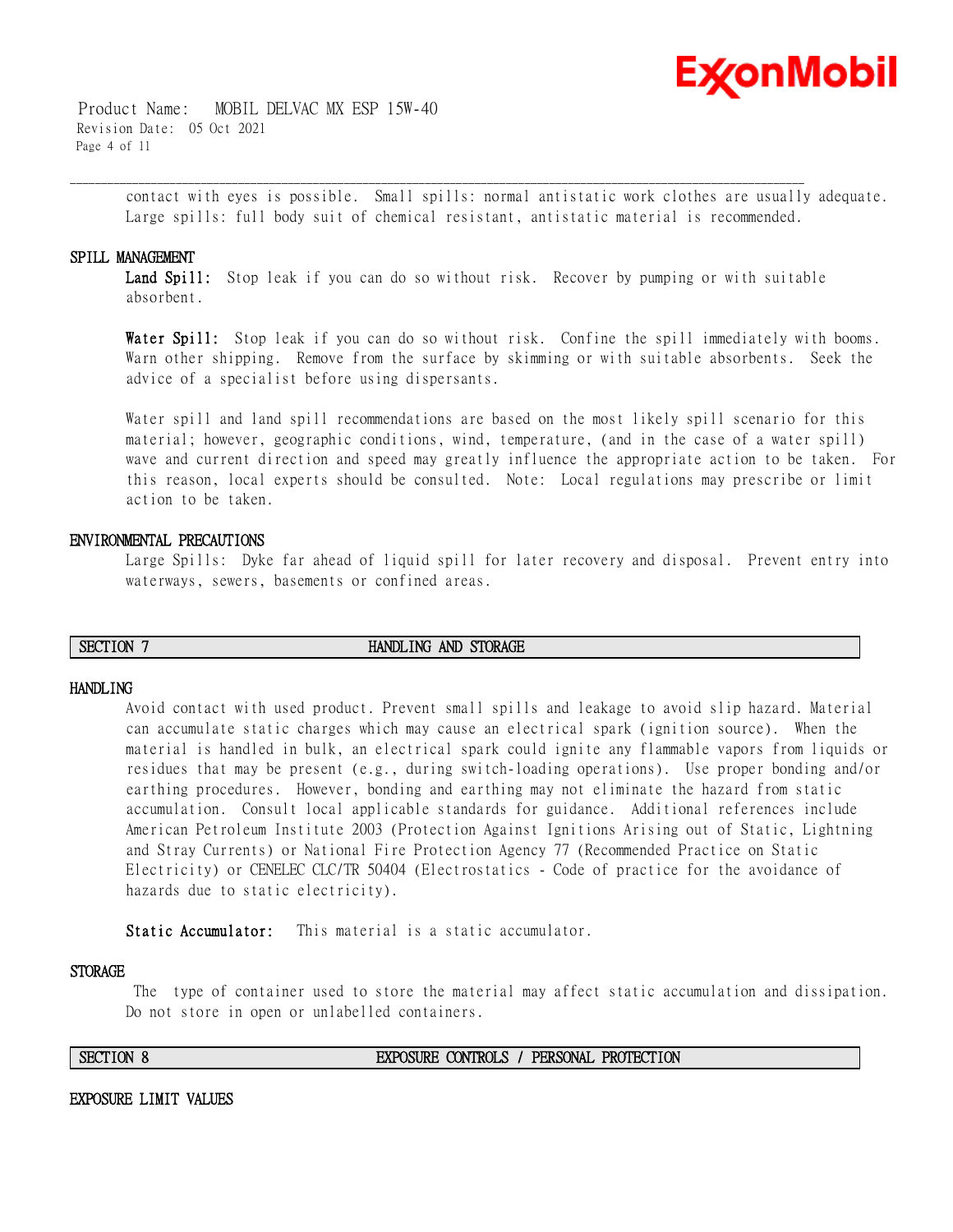contact with eyes is possible. Small spills: normal antistatic work clothes are usually adequate. Large spills: full body suit of chemical resistant, antistatic material is recommended.

### SPILL MANAGEMENT

**Land Spill:** Stop leak if you can do so without risk. Recover by pumping or with suitable absorbent.

**Water Spill:** Stop leak if you can do so without risk. Confine the spill immediately with booms. Warn other shipping. Remove from the surface by skimming or with suitable absorbents. Seek the advice of a specialist before using dispersants.

Water spill and land spill recommendations are based on the most likely spill scenario for this material; however, geographic conditions, wind, temperature, (and in the case of a water spill) wave and current direction and speed may greatly influence the appropriate action to be taken. For this reason, local experts should be consulted. Note: Local regulations may prescribe or limit action to be taken.

### ENVIRONMENTAL PRECAUTIONS

Large Spills: Dyke far ahead of liquid spill for later recovery and disposal. Prevent entry into waterways, sewers, basements or confined areas.

## SECTION 7 HANDLING AND STORAGE

### HANDLING

Avoid contact with used product. Prevent small spills and leakage to avoid slip hazard. Material can accumulate static charges which may cause an electrical spark (ignition source). When the material is handled in bulk, an electrical spark could ignite any flammable vapors from liquids or residues that may be present (e.g., during switch-loading operations). Use proper bonding and/or earthing procedures. However, bonding and earthing may not eliminate the hazard from static accumulation. Consult local applicable standards for guidance. Additional references include American Petroleum Institute 2003 (Protection Against Ignitions Arising out of Static, Lightning and Stray Currents) or National Fire Protection Agency 77 (Recommended Practice on Static Electricity) or CENELEC CLC/TR 50404 (Electrostatics - Code of practice for the avoidance of hazards due to static electricity).

**Static Accumulator:** This material is a static accumulator.

### STORAGE

The type of container used to store the material may affect static accumulation and dissipation. Do not store in open or unlabelled containers.

## SECTION 8 EXPOSURE CONTROLS / PERSONAL PROTECTION

### EXPOSURE LIMIT VALUES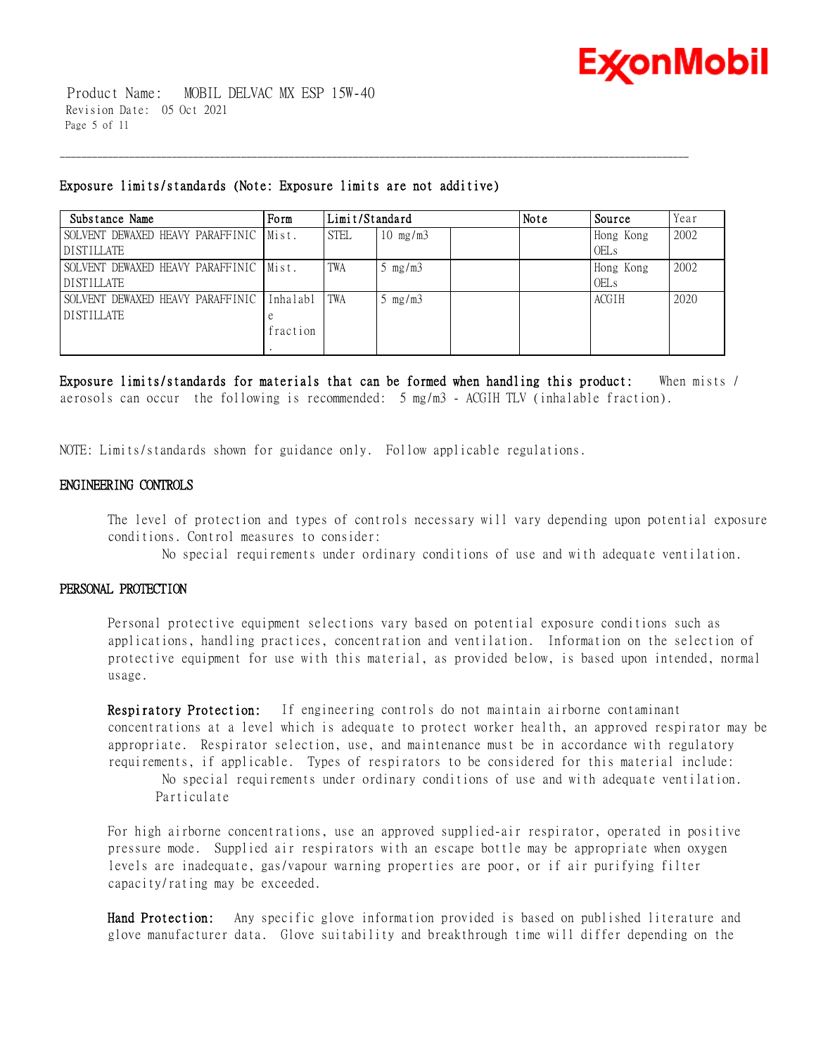**Exposure limits/standards (Note: Exposure limits are not additive)**

| Substance Name | Form | Limit/Standard | | | Note | Source | Year |
|---|---|---|---|---|---|---|---|
| SOLVENT DEWAXED HEAVY PARAFFINIC DISTILLATE | Mist. | STEL | 10 mg/m3 | | | Hong Kong OELs | 2002 |
| SOLVENT DEWAXED HEAVY PARAFFINIC DISTILLATE | Mist. | TWA | 5 mg/m3 | | | Hong Kong OELs | 2002 |
| SOLVENT DEWAXED HEAVY PARAFFINIC DISTILLATE | Inhalable fraction. | TWA | 5 mg/m3 | | | ACGIH | 2020 |

**Exposure limits/standards for materials that can be formed when handling this product:** When mists / aerosols can occur the following is recommended: 5 mg/m3 - ACGIH TLV (inhalable fraction).

NOTE: Limits/standards shown for guidance only. Follow applicable regulations.

## ENGINEERING CONTROLS

The level of protection and types of controls necessary will vary depending upon potential exposure conditions. Control measures to consider:

No special requirements under ordinary conditions of use and with adequate ventilation.

## PERSONAL PROTECTION

Personal protective equipment selections vary based on potential exposure conditions such as applications, handling practices, concentration and ventilation. Information on the selection of protective equipment for use with this material, as provided below, is based upon intended, normal usage.

**Respiratory Protection:** If engineering controls do not maintain airborne contaminant concentrations at a level which is adequate to protect worker health, an approved respirator may be appropriate. Respirator selection, use, and maintenance must be in accordance with regulatory requirements, if applicable. Types of respirators to be considered for this material include:

No special requirements under ordinary conditions of use and with adequate ventilation.
Particulate

For high airborne concentrations, use an approved supplied-air respirator, operated in positive pressure mode. Supplied air respirators with an escape bottle may be appropriate when oxygen levels are inadequate, gas/vapour warning properties are poor, or if air purifying filter capacity/rating may be exceeded.

**Hand Protection:** Any specific glove information provided is based on published literature and glove manufacturer data. Glove suitability and breakthrough time will differ depending on the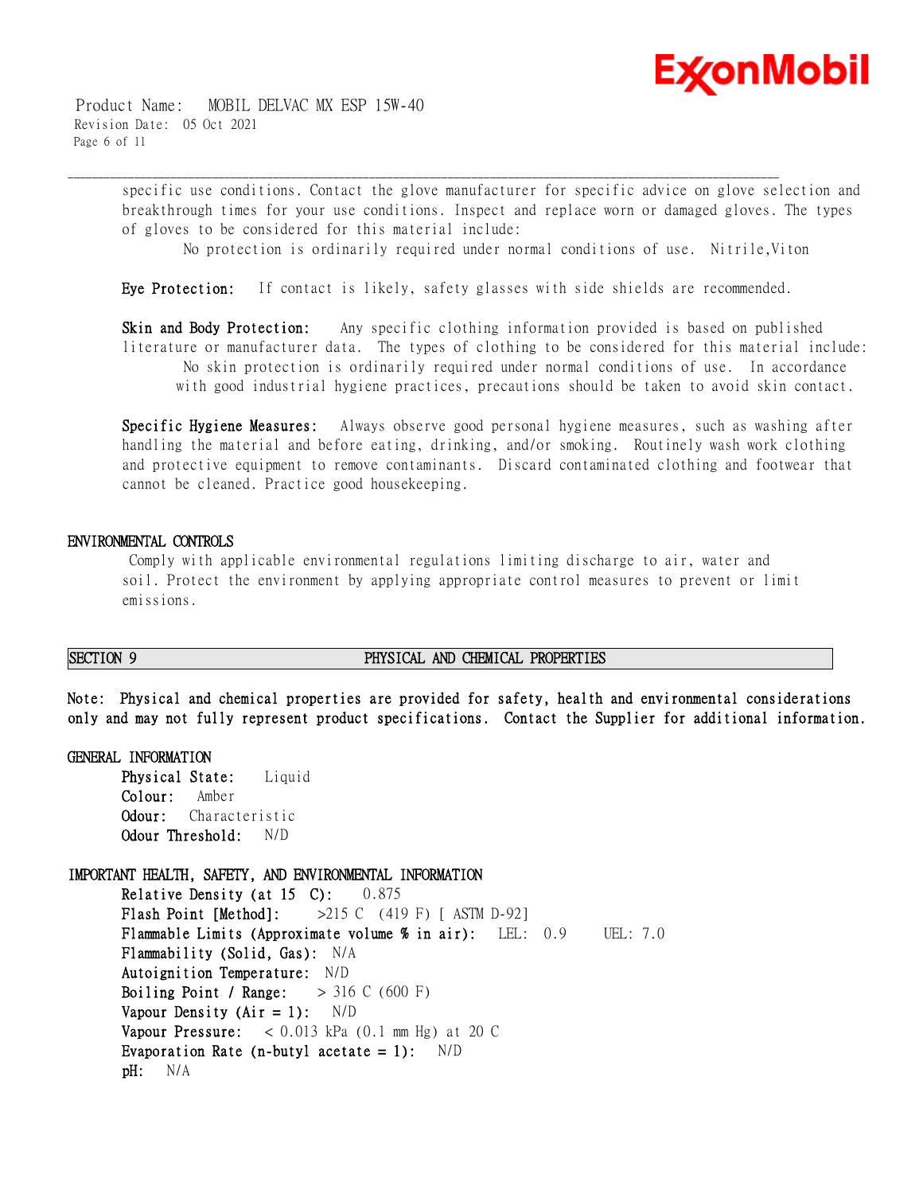specific use conditions. Contact the glove manufacturer for specific advice on glove selection and breakthrough times for your use conditions. Inspect and replace worn or damaged gloves. The types of gloves to be considered for this material include:

No protection is ordinarily required under normal conditions of use. Nitrile,Viton

**Eye Protection:** If contact is likely, safety glasses with side shields are recommended.

**Skin and Body Protection:** Any specific clothing information provided is based on published literature or manufacturer data. The types of clothing to be considered for this material include:

No skin protection is ordinarily required under normal conditions of use. In accordance with good industrial hygiene practices, precautions should be taken to avoid skin contact.

**Specific Hygiene Measures:** Always observe good personal hygiene measures, such as washing after handling the material and before eating, drinking, and/or smoking. Routinely wash work clothing and protective equipment to remove contaminants. Discard contaminated clothing and footwear that cannot be cleaned. Practice good housekeeping.

### ENVIRONMENTAL CONTROLS

Comply with applicable environmental regulations limiting discharge to air, water and soil. Protect the environment by applying appropriate control measures to prevent or limit emissions.

## SECTION 9 PHYSICAL AND CHEMICAL PROPERTIES

**Note: Physical and chemical properties are provided for safety, health and environmental considerations only and may not fully represent product specifications. Contact the Supplier for additional information.**

### GENERAL INFORMATION

**Physical State:** Liquid
**Colour:** Amber
**Odour:** Characteristic
**Odour Threshold:** N/D

### IMPORTANT HEALTH, SAFETY, AND ENVIRONMENTAL INFORMATION

**Relative Density (at 15 C):** 0.875
**Flash Point [Method]:** >215 C (419 F) [ ASTM D-92]
**Flammable Limits (Approximate volume % in air):** LEL: 0.9 UEL: 7.0
**Flammability (Solid, Gas):** N/A
**Autoignition Temperature:** N/D
**Boiling Point / Range:** > 316 C (600 F)
**Vapour Density (Air = 1):** N/D
**Vapour Pressure:** < 0.013 kPa (0.1 mm Hg) at 20 C
**Evaporation Rate (n-butyl acetate = 1):** N/D
**pH:** N/A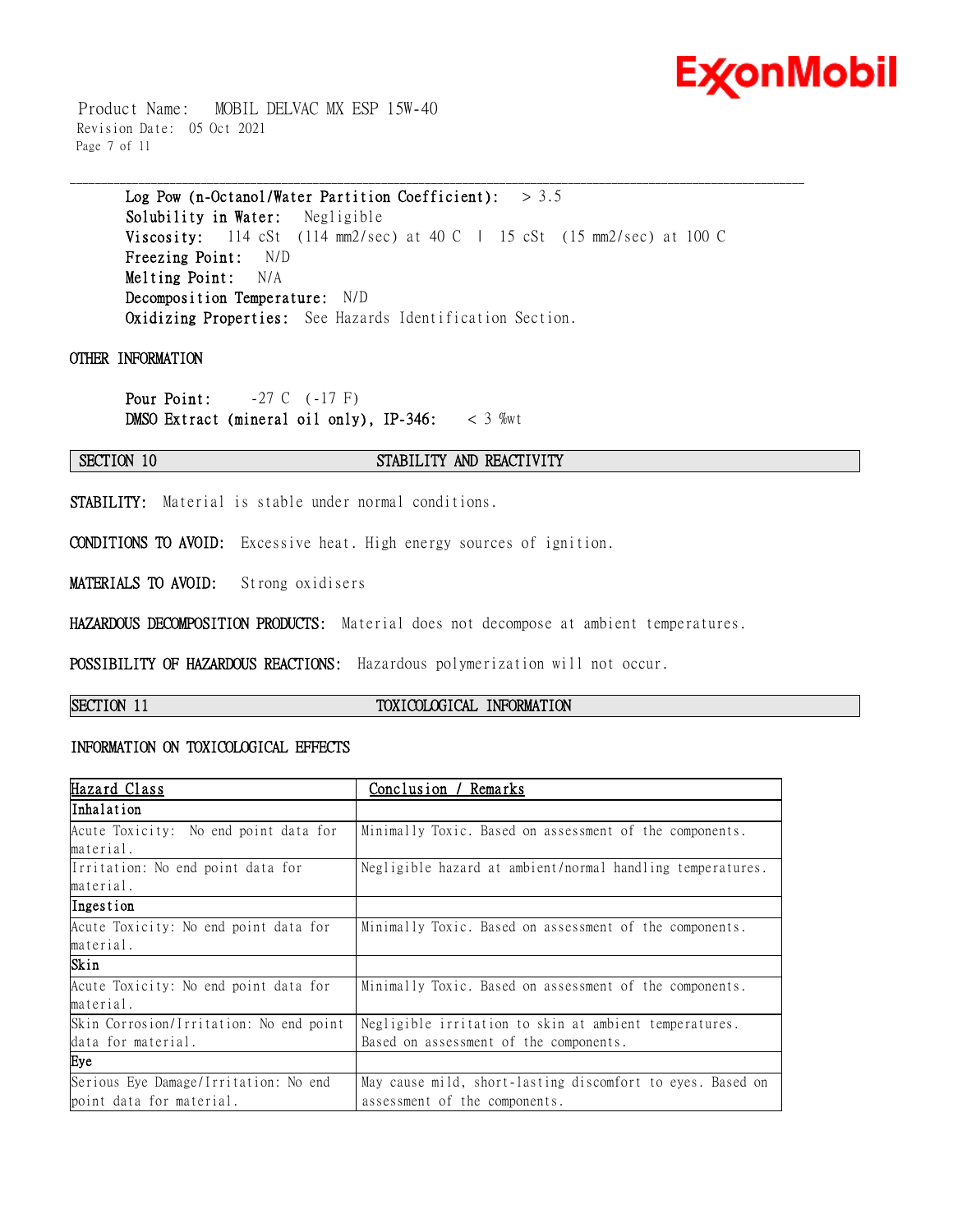**Log Pow (n-Octanol/Water Partition Coefficient):** > 3.5
**Solubility in Water:** Negligible
**Viscosity:** 114 cSt (114 mm2/sec) at 40 C | 15 cSt (15 mm2/sec) at 100 C
**Freezing Point:** N/D
**Melting Point:** N/A
**Decomposition Temperature:** N/D
**Oxidizing Properties:** See Hazards Identification Section.

## OTHER INFORMATION

**Pour Point:** -27 C (-17 F)
**DMSO Extract (mineral oil only), IP-346:** < 3 %wt

## SECTION 10 STABILITY AND REACTIVITY

**STABILITY:** Material is stable under normal conditions.

**CONDITIONS TO AVOID:** Excessive heat. High energy sources of ignition.

**MATERIALS TO AVOID:** Strong oxidisers

**HAZARDOUS DECOMPOSITION PRODUCTS:** Material does not decompose at ambient temperatures.

**POSSIBILITY OF HAZARDOUS REACTIONS:** Hazardous polymerization will not occur.

## SECTION 11 TOXICOLOGICAL INFORMATION

### INFORMATION ON TOXICOLOGICAL EFFECTS

| Hazard Class | Conclusion / Remarks |
|---|---|
| **Inhalation** | |
| Acute Toxicity: No end point data for material. | Minimally Toxic. Based on assessment of the components. |
| Irritation: No end point data for material. | Negligible hazard at ambient/normal handling temperatures. |
| **Ingestion** | |
| Acute Toxicity: No end point data for material. | Minimally Toxic. Based on assessment of the components. |
| **Skin** | |
| Acute Toxicity: No end point data for material. | Minimally Toxic. Based on assessment of the components. |
| Skin Corrosion/Irritation: No end point data for material. | Negligible irritation to skin at ambient temperatures. Based on assessment of the components. |
| **Eye** | |
| Serious Eye Damage/Irritation: No end point data for material. | May cause mild, short-lasting discomfort to eyes. Based on assessment of the components. |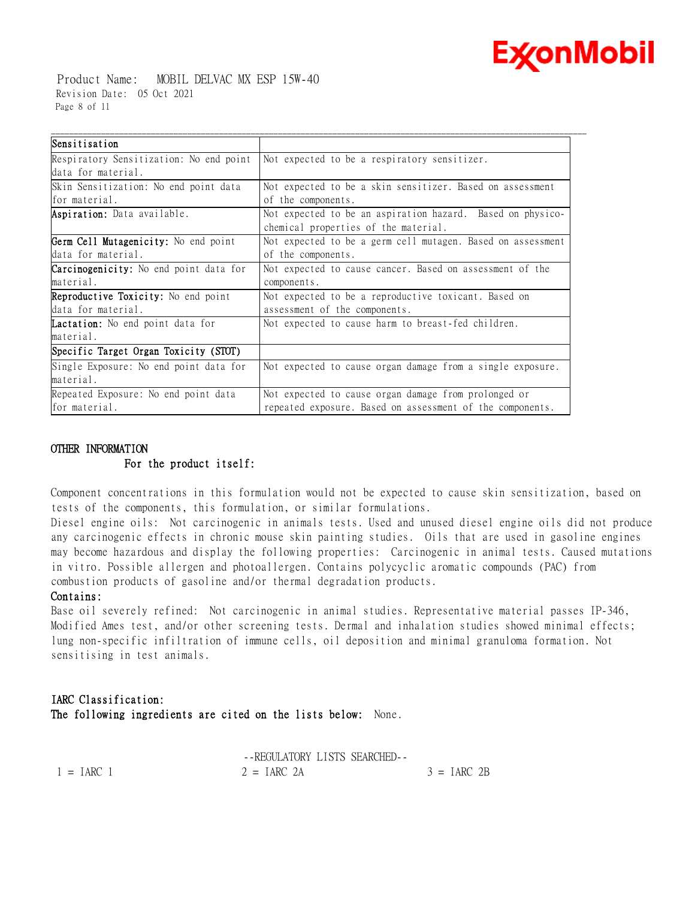| Sensitisation | |
|---|---|
| Respiratory Sensitization: No end point data for material. | Not expected to be a respiratory sensitizer. |
| Skin Sensitization: No end point data for material. | Not expected to be a skin sensitizer. Based on assessment of the components. |
| **Aspiration:** Data available. | Not expected to be an aspiration hazard. Based on physico-chemical properties of the material. |
| **Germ Cell Mutagenicity:** No end point data for material. | Not expected to be a germ cell mutagen. Based on assessment of the components. |
| **Carcinogenicity:** No end point data for material. | Not expected to cause cancer. Based on assessment of the components. |
| **Reproductive Toxicity:** No end point data for material. | Not expected to be a reproductive toxicant. Based on assessment of the components. |
| **Lactation:** No end point data for material. | Not expected to cause harm to breast-fed children. |
| **Specific Target Organ Toxicity (STOT)** | |
| Single Exposure: No end point data for material. | Not expected to cause organ damage from a single exposure. |
| Repeated Exposure: No end point data for material. | Not expected to cause organ damage from prolonged or repeated exposure. Based on assessment of the components. |

**OTHER INFORMATION**

**For the product itself:**

Component concentrations in this formulation would not be expected to cause skin sensitization, based on tests of the components, this formulation, or similar formulations.
Diesel engine oils: Not carcinogenic in animals tests. Used and unused diesel engine oils did not produce any carcinogenic effects in chronic mouse skin painting studies. Oils that are used in gasoline engines may become hazardous and display the following properties: Carcinogenic in animal tests. Caused mutations in vitro. Possible allergen and photoallergen. Contains polycyclic aromatic compounds (PAC) from combustion products of gasoline and/or thermal degradation products.

**Contains:**

Base oil severely refined: Not carcinogenic in animal studies. Representative material passes IP-346, Modified Ames test, and/or other screening tests. Dermal and inhalation studies showed minimal effects; lung non-specific infiltration of immune cells, oil deposition and minimal granuloma formation. Not sensitising in test animals.

**IARC Classification:**

**The following ingredients are cited on the lists below:** None.

--REGULATORY LISTS SEARCHED--

1 = IARC 1 2 = IARC 2A 3 = IARC 2B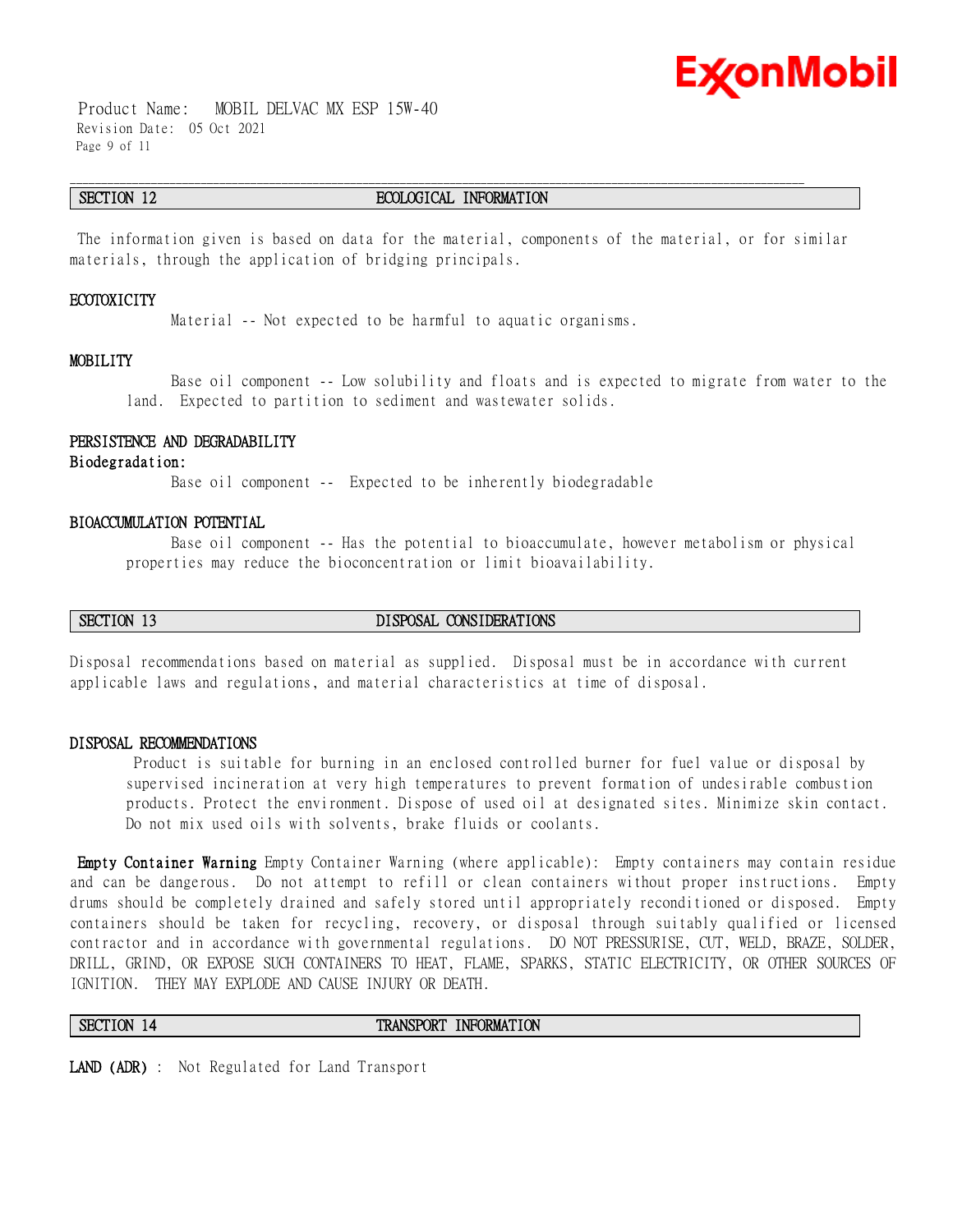## SECTION 12 ECOLOGICAL INFORMATION

The information given is based on data for the material, components of the material, or for similar materials, through the application of bridging principals.

### ECOTOXICITY

Material -- Not expected to be harmful to aquatic organisms.

### MOBILITY

Base oil component -- Low solubility and floats and is expected to migrate from water to the land. Expected to partition to sediment and wastewater solids.

### PERSISTENCE AND DEGRADABILITY

**Biodegradation:**

Base oil component -- Expected to be inherently biodegradable

### BIOACCUMULATION POTENTIAL

Base oil component -- Has the potential to bioaccumulate, however metabolism or physical properties may reduce the bioconcentration or limit bioavailability.

## SECTION 13 DISPOSAL CONSIDERATIONS

Disposal recommendations based on material as supplied. Disposal must be in accordance with current applicable laws and regulations, and material characteristics at time of disposal.

### DISPOSAL RECOMMENDATIONS

Product is suitable for burning in an enclosed controlled burner for fuel value or disposal by supervised incineration at very high temperatures to prevent formation of undesirable combustion products. Protect the environment. Dispose of used oil at designated sites. Minimize skin contact. Do not mix used oils with solvents, brake fluids or coolants.

**Empty Container Warning** Empty Container Warning (where applicable): Empty containers may contain residue and can be dangerous. Do not attempt to refill or clean containers without proper instructions. Empty drums should be completely drained and safely stored until appropriately reconditioned or disposed. Empty containers should be taken for recycling, recovery, or disposal through suitably qualified or licensed contractor and in accordance with governmental regulations. DO NOT PRESSURISE, CUT, WELD, BRAZE, SOLDER, DRILL, GRIND, OR EXPOSE SUCH CONTAINERS TO HEAT, FLAME, SPARKS, STATIC ELECTRICITY, OR OTHER SOURCES OF IGNITION. THEY MAY EXPLODE AND CAUSE INJURY OR DEATH.

## SECTION 14 TRANSPORT INFORMATION

**LAND (ADR)** : Not Regulated for Land Transport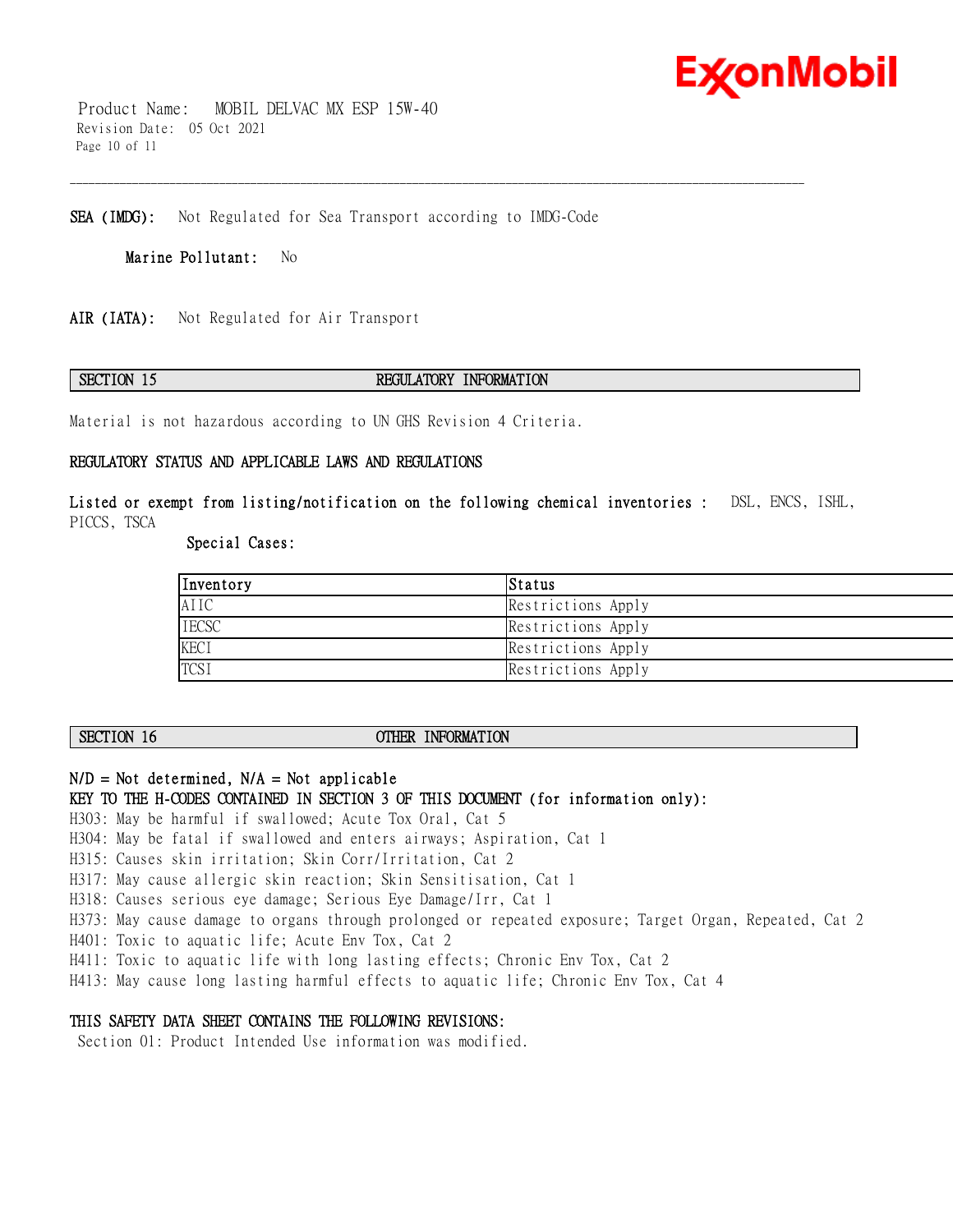**SEA (IMDG):** Not Regulated for Sea Transport according to IMDG-Code

**Marine Pollutant:** No

**AIR (IATA):** Not Regulated for Air Transport

## SECTION 15 REGULATORY INFORMATION

Material is not hazardous according to UN GHS Revision 4 Criteria.

**REGULATORY STATUS AND APPLICABLE LAWS AND REGULATIONS**

**Listed or exempt from listing/notification on the following chemical inventories :** DSL, ENCS, ISHL, PICCS, TSCA

**Special Cases:**

| Inventory | Status |
|---|---|
| AIIC | Restrictions Apply |
| IECSC | Restrictions Apply |
| KECI | Restrictions Apply |
| TCSI | Restrictions Apply |

## SECTION 16 OTHER INFORMATION

**N/D = Not determined, N/A = Not applicable**

**KEY TO THE H-CODES CONTAINED IN SECTION 3 OF THIS DOCUMENT (for information only):**

H303: May be harmful if swallowed; Acute Tox Oral, Cat 5
H304: May be fatal if swallowed and enters airways; Aspiration, Cat 1
H315: Causes skin irritation; Skin Corr/Irritation, Cat 2
H317: May cause allergic skin reaction; Skin Sensitisation, Cat 1
H318: Causes serious eye damage; Serious Eye Damage/Irr, Cat 1
H373: May cause damage to organs through prolonged or repeated exposure; Target Organ, Repeated, Cat 2
H401: Toxic to aquatic life; Acute Env Tox, Cat 2
H411: Toxic to aquatic life with long lasting effects; Chronic Env Tox, Cat 2
H413: May cause long lasting harmful effects to aquatic life; Chronic Env Tox, Cat 4

**THIS SAFETY DATA SHEET CONTAINS THE FOLLOWING REVISIONS:**

Section 01: Product Intended Use information was modified.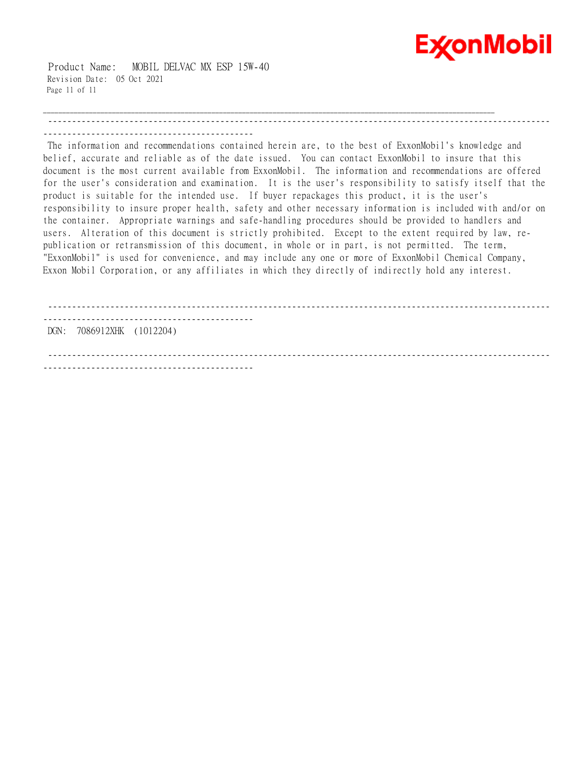The information and recommendations contained herein are, to the best of ExxonMobil's knowledge and belief, accurate and reliable as of the date issued. You can contact ExxonMobil to insure that this document is the most current available from ExxonMobil. The information and recommendations are offered for the user's consideration and examination. It is the user's responsibility to satisfy itself that the product is suitable for the intended use. If buyer repackages this product, it is the user's responsibility to insure proper health, safety and other necessary information is included with and/or on the container. Appropriate warnings and safe-handling procedures should be provided to handlers and users. Alteration of this document is strictly prohibited. Except to the extent required by law, re-publication or retransmission of this document, in whole or in part, is not permitted. The term, "ExxonMobil" is used for convenience, and may include any one or more of ExxonMobil Chemical Company, Exxon Mobil Corporation, or any affiliates in which they directly of indirectly hold any interest.

---

DGN: 7086912XHK (1012204)

---